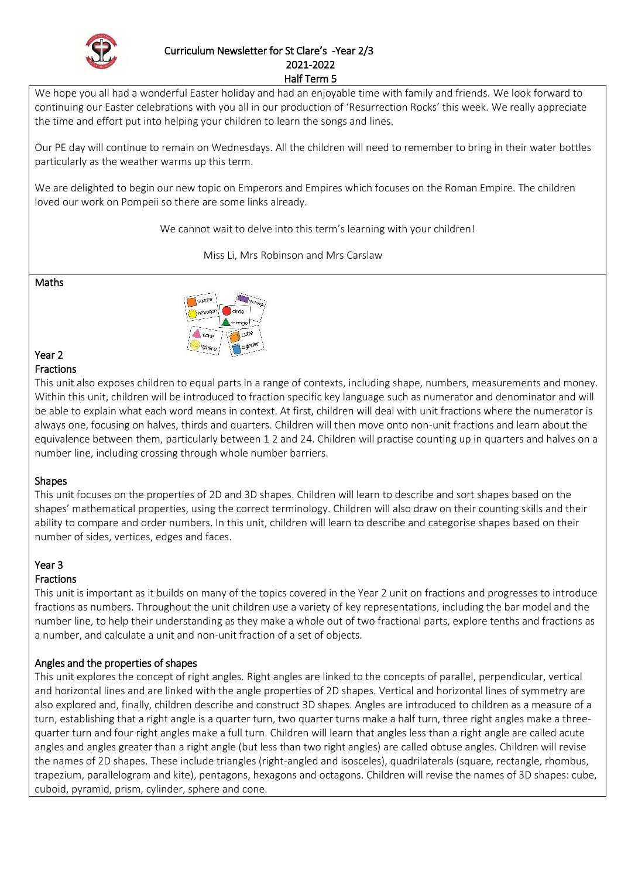# Curriculum Newsletter for St Clare's -Year 2/3
## 2021-2022
## Half Term 5

We hope you all had a wonderful Easter holiday and had an enjoyable time with family and friends. We look forward to continuing our Easter celebrations with you all in our production of 'Resurrection Rocks' this week. We really appreciate the time and effort put into helping your children to learn the songs and lines.

Our PE day will continue to remain on Wednesdays. All the children will need to remember to bring in their water bottles particularly as the weather warms up this term.

We are delighted to begin our new topic on Emperors and Empires which focuses on the Roman Empire. The children loved our work on Pompeii so there are some links already.

We cannot wait to delve into this term's learning with your children!

Miss Li, Mrs Robinson and Mrs Carslaw

## Maths

### Year 2

#### Fractions

This unit also exposes children to equal parts in a range of contexts, including shape, numbers, measurements and money. Within this unit, children will be introduced to fraction specific key language such as numerator and denominator and will be able to explain what each word means in context. At first, children will deal with unit fractions where the numerator is always one, focusing on halves, thirds and quarters. Children will then move onto non-unit fractions and learn about the equivalence between them, particularly between 1 2 and 24. Children will practise counting up in quarters and halves on a number line, including crossing through whole number barriers.

#### Shapes

This unit focuses on the properties of 2D and 3D shapes. Children will learn to describe and sort shapes based on the shapes' mathematical properties, using the correct terminology. Children will also draw on their counting skills and their ability to compare and order numbers. In this unit, children will learn to describe and categorise shapes based on their number of sides, vertices, edges and faces.

### Year 3

#### Fractions

This unit is important as it builds on many of the topics covered in the Year 2 unit on fractions and progresses to introduce fractions as numbers. Throughout the unit children use a variety of key representations, including the bar model and the number line, to help their understanding as they make a whole out of two fractional parts, explore tenths and fractions as a number, and calculate a unit and non-unit fraction of a set of objects.

#### Angles and the properties of shapes

This unit explores the concept of right angles. Right angles are linked to the concepts of parallel, perpendicular, vertical and horizontal lines and are linked with the angle properties of 2D shapes. Vertical and horizontal lines of symmetry are also explored and, finally, children describe and construct 3D shapes. Angles are introduced to children as a measure of a turn, establishing that a right angle is a quarter turn, two quarter turns make a half turn, three right angles make a three-quarter turn and four right angles make a full turn. Children will learn that angles less than a right angle are called acute angles and angles greater than a right angle (but less than two right angles) are called obtuse angles. Children will revise the names of 2D shapes. These include triangles (right-angled and isosceles), quadrilaterals (square, rectangle, rhombus, trapezium, parallelogram and kite), pentagons, hexagons and octagons. Children will revise the names of 3D shapes: cube, cuboid, pyramid, prism, cylinder, sphere and cone.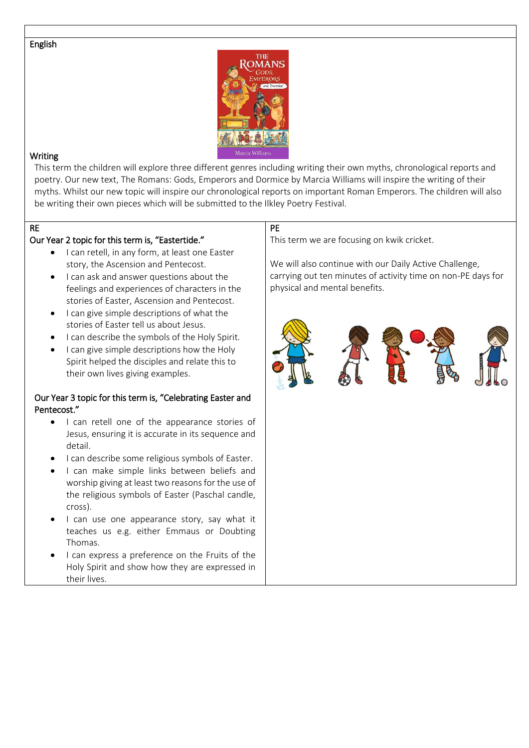## English

### Writing

This term the children will explore three different genres including writing their own myths, chronological reports and poetry. Our new text, The Romans: Gods, Emperors and Dormice by Marcia Williams will inspire the writing of their myths. Whilst our new topic will inspire our chronological reports on important Roman Emperors. The children will also be writing their own pieces which will be submitted to the Ilkley Poetry Festival.

## RE

### Our Year 2 topic for this term is, "Eastertide."

- I can retell, in any form, at least one Easter story, the Ascension and Pentecost.
- I can ask and answer questions about the feelings and experiences of characters in the stories of Easter, Ascension and Pentecost.
- I can give simple descriptions of what the stories of Easter tell us about Jesus.
- I can describe the symbols of the Holy Spirit.
- I can give simple descriptions how the Holy Spirit helped the disciples and relate this to their own lives giving examples.

### Our Year 3 topic for this term is, "Celebrating Easter and Pentecost."

- I can retell one of the appearance stories of Jesus, ensuring it is accurate in its sequence and detail.
- I can describe some religious symbols of Easter.
- I can make simple links between beliefs and worship giving at least two reasons for the use of the religious symbols of Easter (Paschal candle, cross).
- I can use one appearance story, say what it teaches us e.g. either Emmaus or Doubting Thomas.
- I can express a preference on the Fruits of the Holy Spirit and show how they are expressed in their lives.

## PE

This term we are focusing on kwik cricket.

We will also continue with our Daily Active Challenge, carrying out ten minutes of activity time on non-PE days for physical and mental benefits.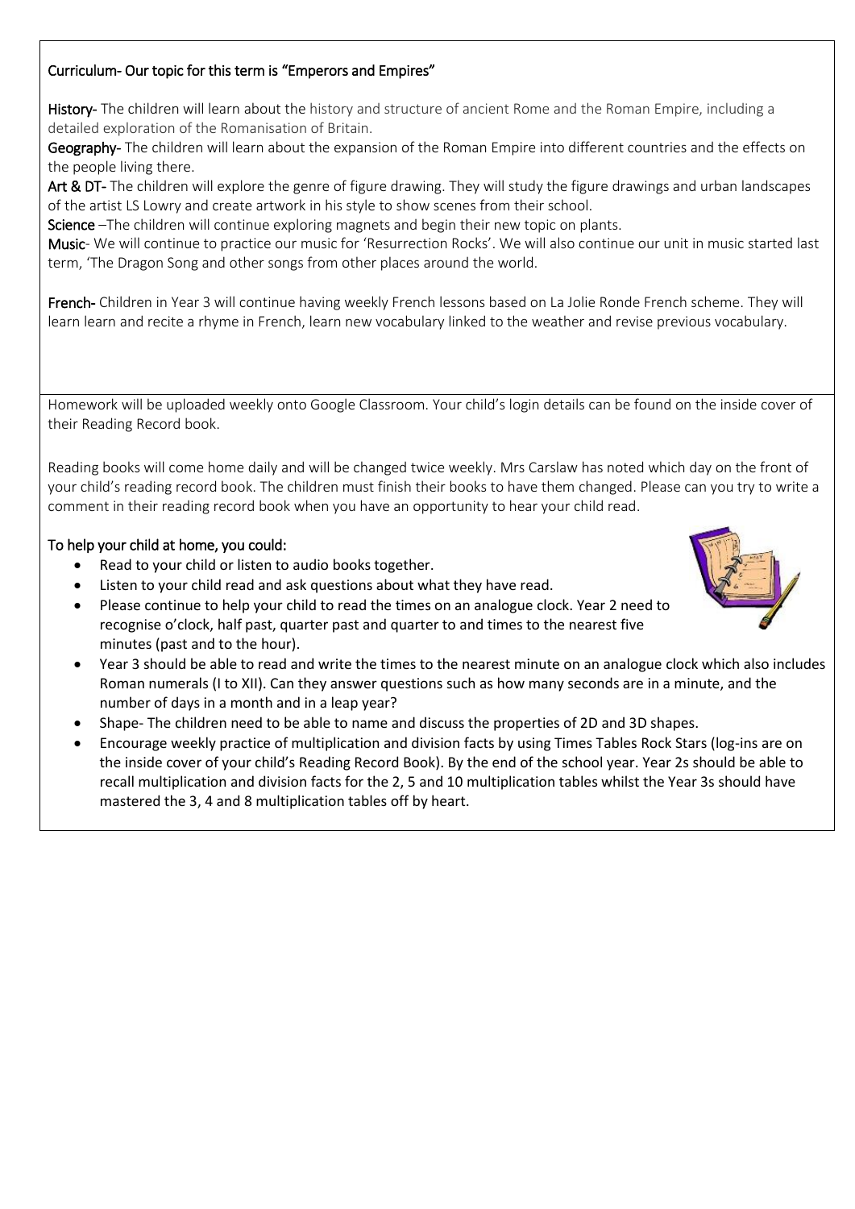Curriculum- Our topic for this term is "Emperors and Empires"

**History-** The children will learn about the history and structure of ancient Rome and the Roman Empire, including a detailed exploration of the Romanisation of Britain.

**Geography-** The children will learn about the expansion of the Roman Empire into different countries and the effects on the people living there.

**Art & DT-** The children will explore the genre of figure drawing. They will study the figure drawings and urban landscapes of the artist LS Lowry and create artwork in his style to show scenes from their school.

**Science** –The children will continue exploring magnets and begin their new topic on plants.

**Music**- We will continue to practice our music for 'Resurrection Rocks'. We will also continue our unit in music started last term, 'The Dragon Song and other songs from other places around the world.

**French-** Children in Year 3 will continue having weekly French lessons based on La Jolie Ronde French scheme. They will learn learn and recite a rhyme in French, learn new vocabulary linked to the weather and revise previous vocabulary.

Homework will be uploaded weekly onto Google Classroom. Your child's login details can be found on the inside cover of their Reading Record book.

Reading books will come home daily and will be changed twice weekly. Mrs Carslaw has noted which day on the front of your child's reading record book. The children must finish their books to have them changed. Please can you try to write a comment in their reading record book when you have an opportunity to hear your child read.

To help your child at home, you could:

- Read to your child or listen to audio books together.
- Listen to your child read and ask questions about what they have read.
- Please continue to help your child to read the times on an analogue clock. Year 2 need to recognise o'clock, half past, quarter past and quarter to and times to the nearest five minutes (past and to the hour).
- Year 3 should be able to read and write the times to the nearest minute on an analogue clock which also includes Roman numerals (I to XII). Can they answer questions such as how many seconds are in a minute, and the number of days in a month and in a leap year?
- Shape- The children need to be able to name and discuss the properties of 2D and 3D shapes.
- Encourage weekly practice of multiplication and division facts by using Times Tables Rock Stars (log-ins are on the inside cover of your child's Reading Record Book). By the end of the school year. Year 2s should be able to recall multiplication and division facts for the 2, 5 and 10 multiplication tables whilst the Year 3s should have mastered the 3, 4 and 8 multiplication tables off by heart.